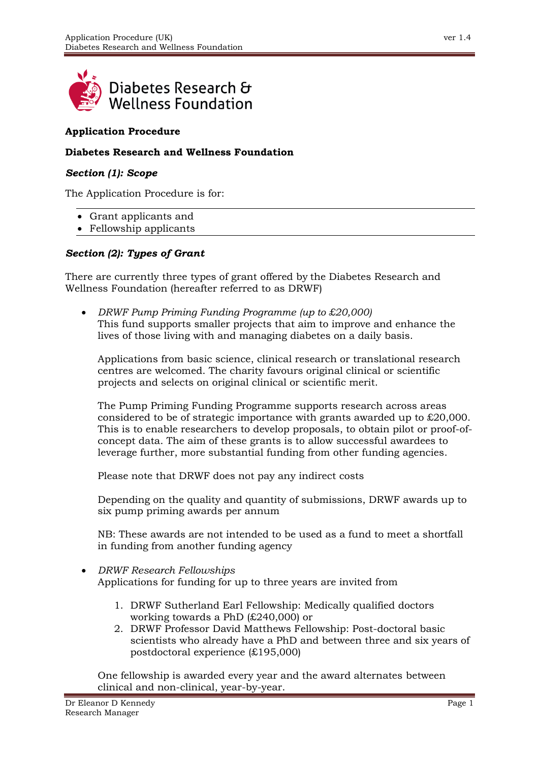**Application Procedure**

**Diabetes Research and Wellness Foundation**

***Section (1): Scope***

The Application Procedure is for:

- Grant applicants and
- Fellowship applicants

***Section (2): Types of Grant***

There are currently three types of grant offered by the Diabetes Research and Wellness Foundation (hereafter referred to as DRWF)

- *DRWF Pump Priming Funding Programme (up to £20,000)*
  This fund supports smaller projects that aim to improve and enhance the lives of those living with and managing diabetes on a daily basis.

  Applications from basic science, clinical research or translational research centres are welcomed. The charity favours original clinical or scientific projects and selects on original clinical or scientific merit.

  The Pump Priming Funding Programme supports research across areas considered to be of strategic importance with grants awarded up to £20,000. This is to enable researchers to develop proposals, to obtain pilot or proof-of-concept data. The aim of these grants is to allow successful awardees to leverage further, more substantial funding from other funding agencies.

  Please note that DRWF does not pay any indirect costs

  Depending on the quality and quantity of submissions, DRWF awards up to six pump priming awards per annum

  NB: These awards are not intended to be used as a fund to meet a shortfall in funding from another funding agency

- *DRWF Research Fellowships*
  Applications for funding for up to three years are invited from

  1. DRWF Sutherland Earl Fellowship: Medically qualified doctors working towards a PhD (£240,000) or
  2. DRWF Professor David Matthews Fellowship: Post-doctoral basic scientists who already have a PhD and between three and six years of postdoctoral experience (£195,000)

  One fellowship is awarded every year and the award alternates between clinical and non-clinical, year-by-year.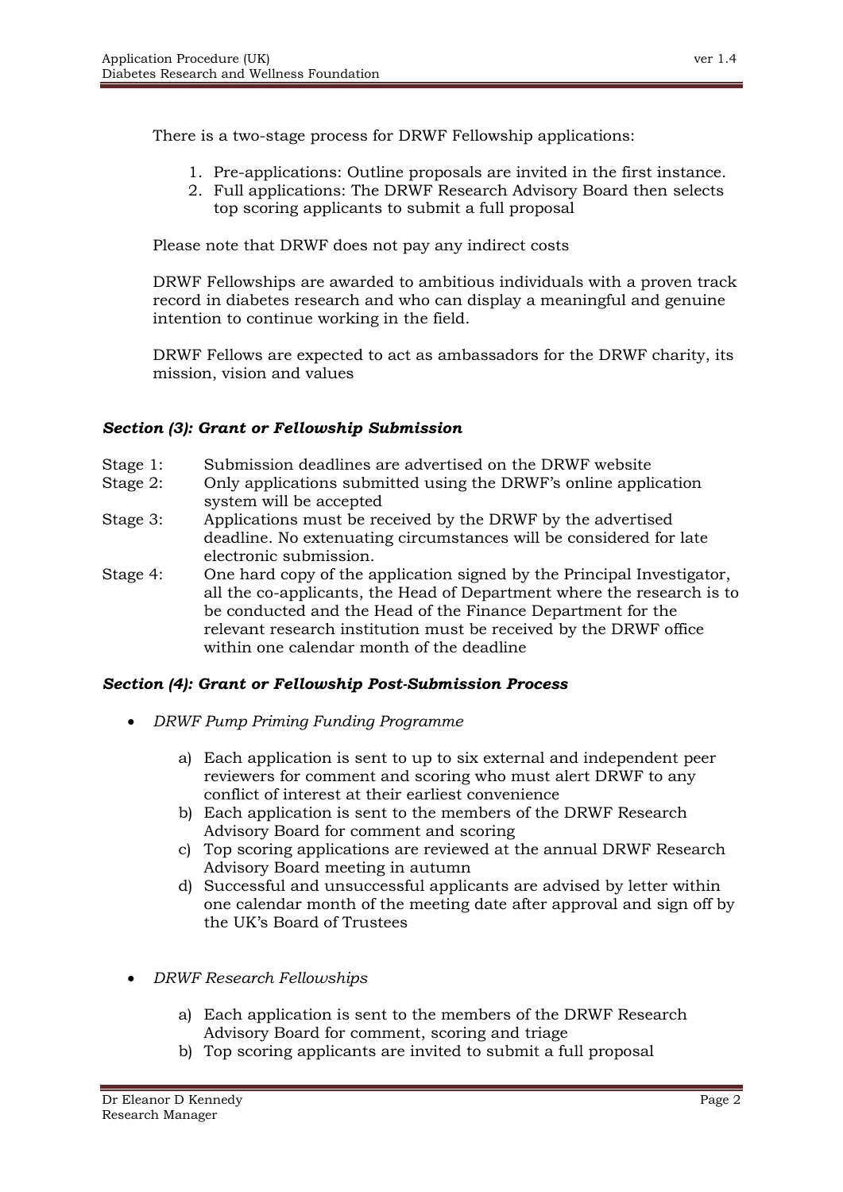There is a two-stage process for DRWF Fellowship applications:

1. Pre-applications: Outline proposals are invited in the first instance.
2. Full applications: The DRWF Research Advisory Board then selects top scoring applicants to submit a full proposal

Please note that DRWF does not pay any indirect costs

DRWF Fellowships are awarded to ambitious individuals with a proven track record in diabetes research and who can display a meaningful and genuine intention to continue working in the field.

DRWF Fellows are expected to act as ambassadors for the DRWF charity, its mission, vision and values

### *Section (3): Grant or Fellowship Submission*

Stage 1: Submission deadlines are advertised on the DRWF website

Stage 2: Only applications submitted using the DRWF's online application system will be accepted

Stage 3: Applications must be received by the DRWF by the advertised deadline. No extenuating circumstances will be considered for late electronic submission.

Stage 4: One hard copy of the application signed by the Principal Investigator, all the co-applicants, the Head of Department where the research is to be conducted and the Head of the Finance Department for the relevant research institution must be received by the DRWF office within one calendar month of the deadline

### *Section (4): Grant or Fellowship Post-Submission Process*

- *DRWF Pump Priming Funding Programme*

  a) Each application is sent to up to six external and independent peer reviewers for comment and scoring who must alert DRWF to any conflict of interest at their earliest convenience
  b) Each application is sent to the members of the DRWF Research Advisory Board for comment and scoring
  c) Top scoring applications are reviewed at the annual DRWF Research Advisory Board meeting in autumn
  d) Successful and unsuccessful applicants are advised by letter within one calendar month of the meeting date after approval and sign off by the UK's Board of Trustees

- *DRWF Research Fellowships*

  a) Each application is sent to the members of the DRWF Research Advisory Board for comment, scoring and triage
  b) Top scoring applicants are invited to submit a full proposal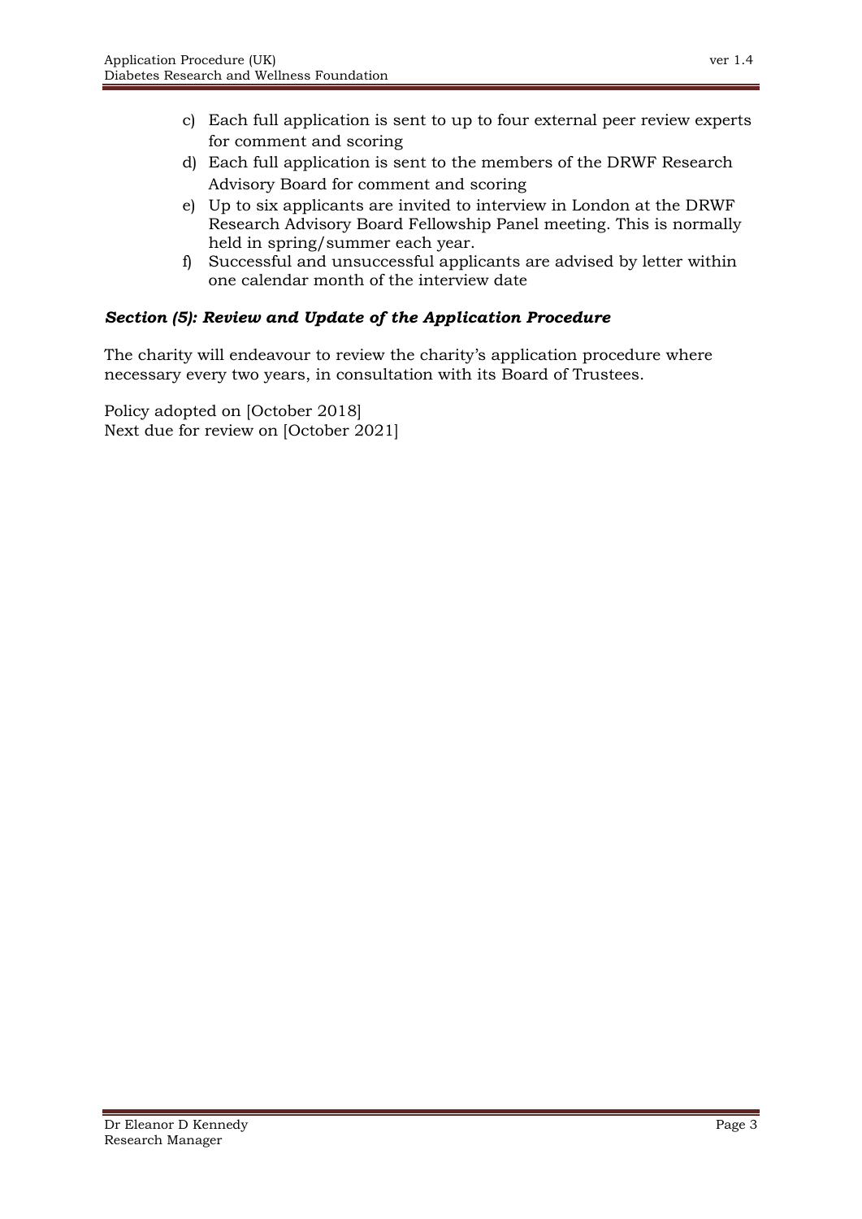c) Each full application is sent to up to four external peer review experts for comment and scoring
d) Each full application is sent to the members of the DRWF Research Advisory Board for comment and scoring
e) Up to six applicants are invited to interview in London at the DRWF Research Advisory Board Fellowship Panel meeting. This is normally held in spring/summer each year.
f) Successful and unsuccessful applicants are advised by letter within one calendar month of the interview date

***Section (5): Review and Update of the Application Procedure***

The charity will endeavour to review the charity's application procedure where necessary every two years, in consultation with its Board of Trustees.

Policy adopted on [October 2018]
Next due for review on [October 2021]